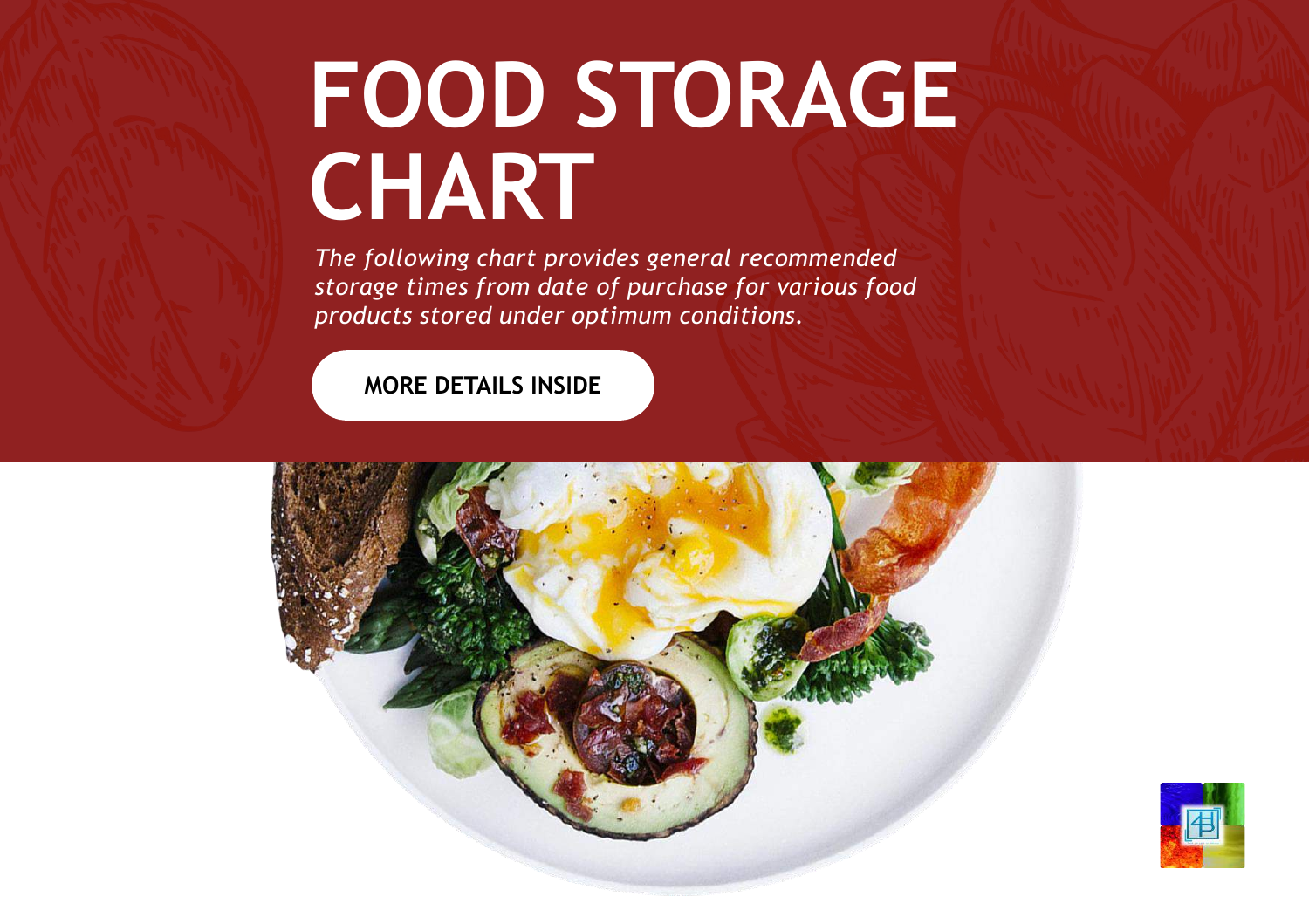# FOOD STORAGE CHART

*The following chart provides general recommended storage times from date of purchase for various food products stored under optimum conditions.*

**MORE DETAILS INSIDE**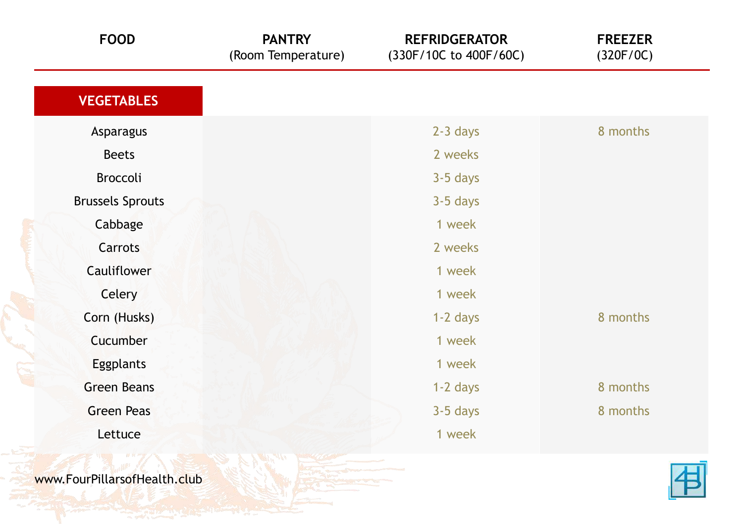| FOOD | PANTRY (Room Temperature) | REFRIDGERATOR (330F/10C to 400F/60C) | FREEZER (320F/0C) |
|---|---|---|---|
| **VEGETABLES** | | | |
| Asparagus | | 2-3 days | 8 months |
| Beets | | 2 weeks | |
| Broccoli | | 3-5 days | |
| Brussels Sprouts | | 3-5 days | |
| Cabbage | | 1 week | |
| Carrots | | 2 weeks | |
| Cauliflower | | 1 week | |
| Celery | | 1 week | |
| Corn (Husks) | | 1-2 days | 8 months |
| Cucumber | | 1 week | |
| Eggplants | | 1 week | |
| Green Beans | | 1-2 days | 8 months |
| Green Peas | | 3-5 days | 8 months |
| Lettuce | | 1 week | |

www.FourPillarsofHealth.club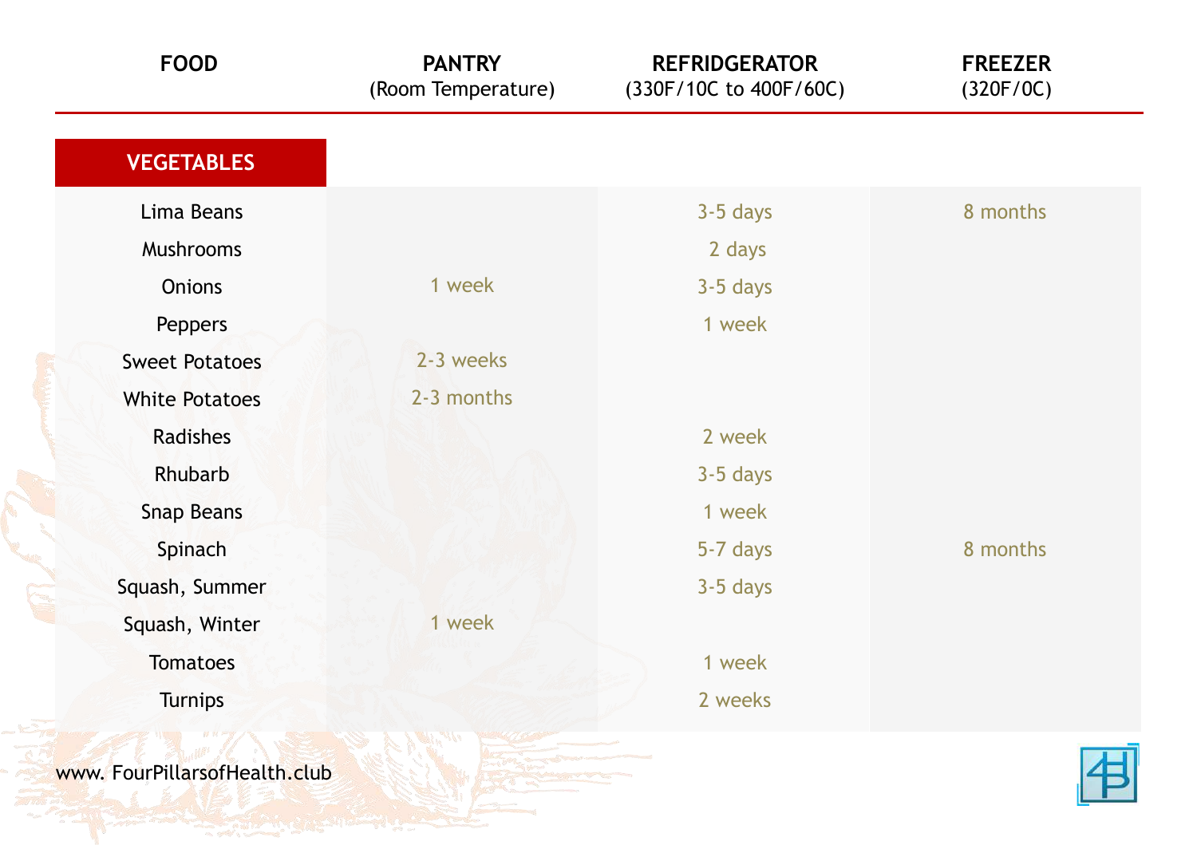| FOOD | PANTRY (Room Temperature) | REFRIDGERATOR (330F/10C to 400F/60C) | FREEZER (320F/0C) |
|---|---|---|---|
| **VEGETABLES** | | | |
| Lima Beans | | 3-5 days | 8 months |
| Mushrooms | | 2 days | |
| Onions | 1 week | 3-5 days | |
| Peppers | | 1 week | |
| Sweet Potatoes | 2-3 weeks | | |
| White Potatoes | 2-3 months | | |
| Radishes | | 2 week | |
| Rhubarb | | 3-5 days | |
| Snap Beans | | 1 week | |
| Spinach | | 5-7 days | 8 months |
| Squash, Summer | | 3-5 days | |
| Squash, Winter | 1 week | | |
| Tomatoes | | 1 week | |
| Turnips | | 2 weeks | |

www. FourPillarsofHealth.club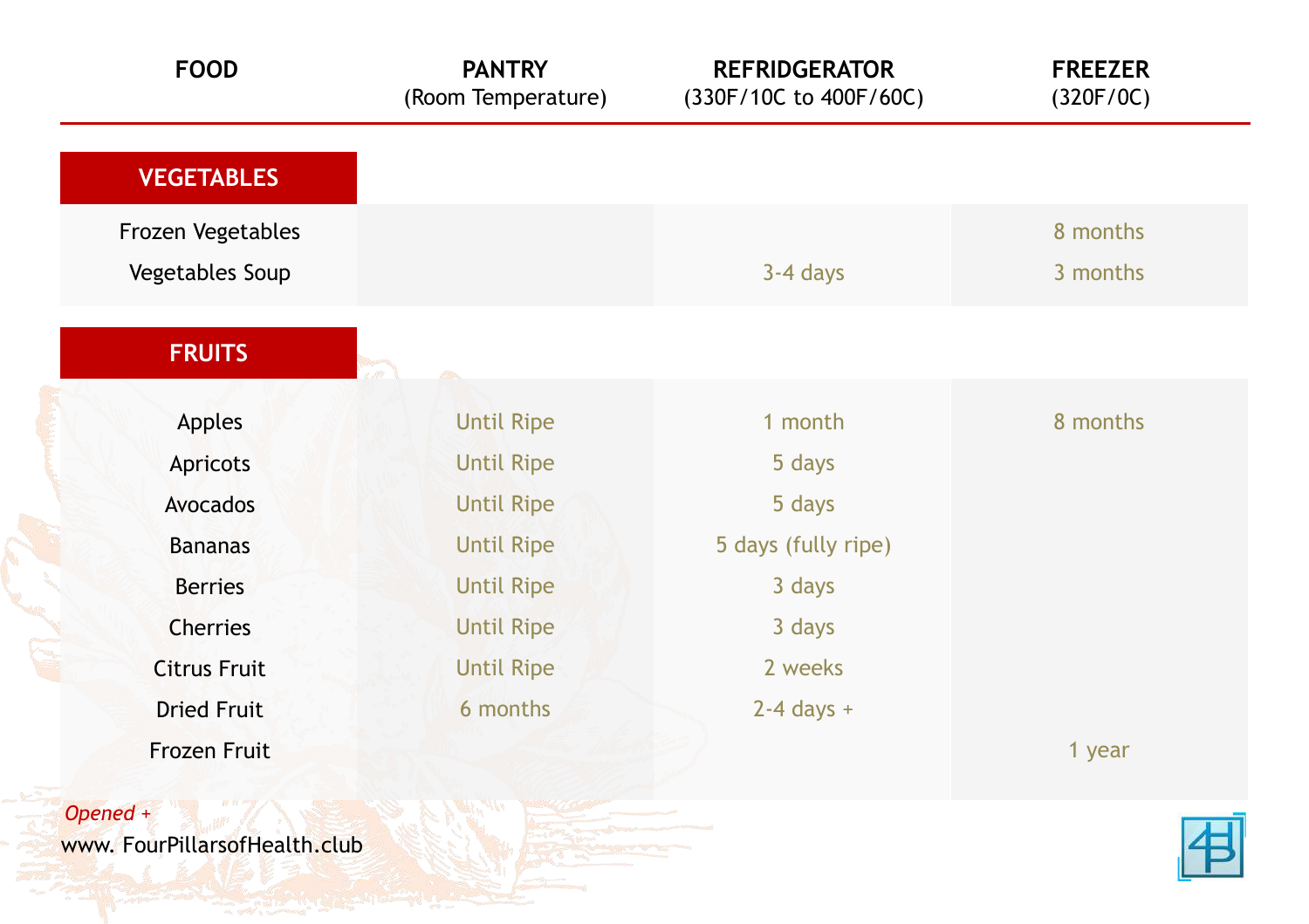| FOOD | PANTRY (Room Temperature) | REFRIDGERATOR (330F/10C to 400F/60C) | FREEZER (320F/0C) |
|---|---|---|---|
| **VEGETABLES** | | | |
| Frozen Vegetables | | | 8 months |
| Vegetables Soup | | 3-4 days | 3 months |
| **FRUITS** | | | |
| Apples | Until Ripe | 1 month | 8 months |
| Apricots | Until Ripe | 5 days | |
| Avocados | Until Ripe | 5 days | |
| Bananas | Until Ripe | 5 days (fully ripe) | |
| Berries | Until Ripe | 3 days | |
| Cherries | Until Ripe | 3 days | |
| Citrus Fruit | Until Ripe | 2 weeks | |
| Dried Fruit | 6 months | 2-4 days + | |
| Frozen Fruit | | | 1 year |

*Opened +*

www. FourPillarsofHealth.club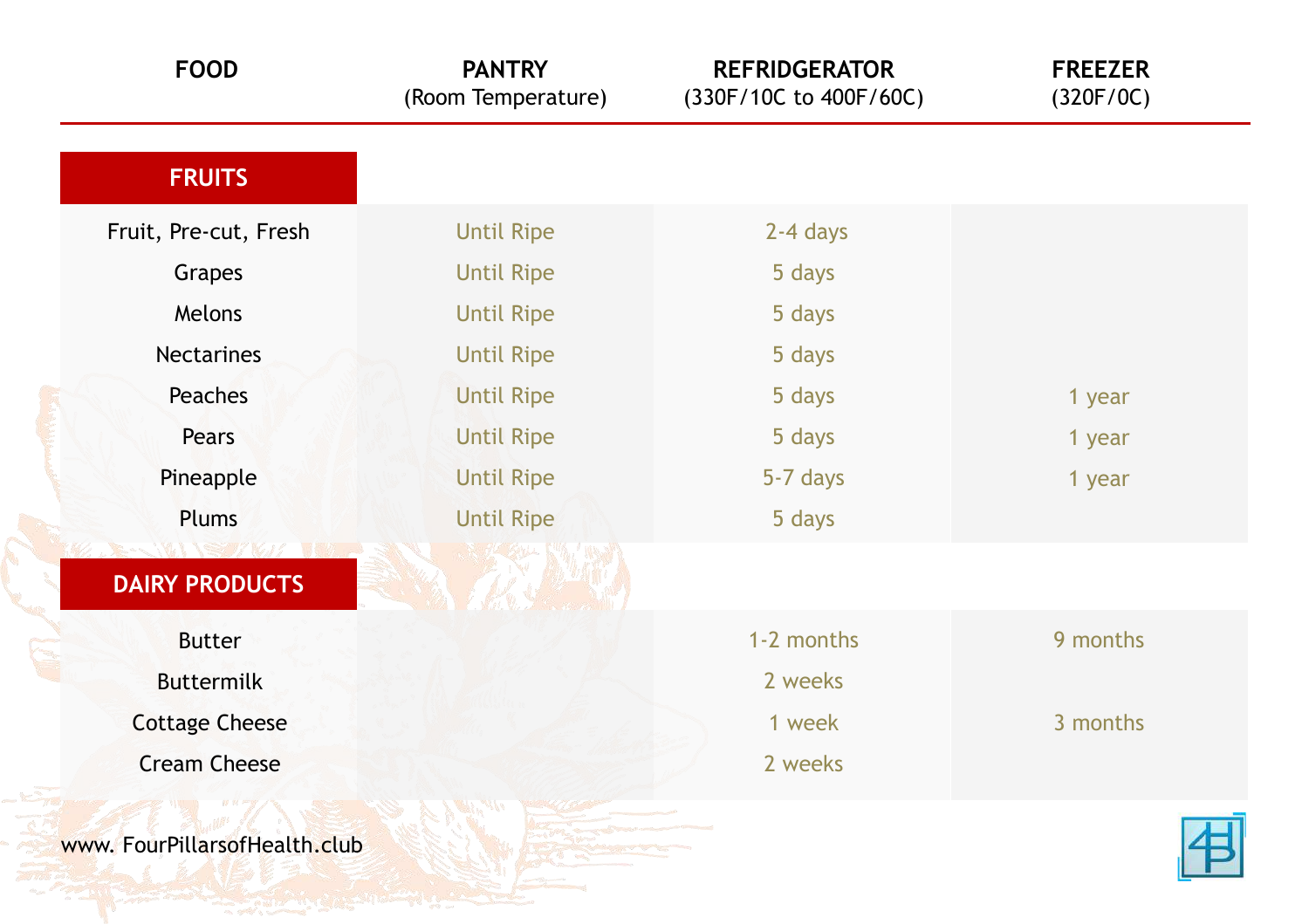| FOOD | PANTRY (Room Temperature) | REFRIDGERATOR (330F/10C to 400F/60C) | FREEZER (320F/0C) |
|---|---|---|---|
| **FRUITS** | | | |
| Fruit, Pre-cut, Fresh | Until Ripe | 2-4 days | |
| Grapes | Until Ripe | 5 days | |
| Melons | Until Ripe | 5 days | |
| Nectarines | Until Ripe | 5 days | |
| Peaches | Until Ripe | 5 days | 1 year |
| Pears | Until Ripe | 5 days | 1 year |
| Pineapple | Until Ripe | 5-7 days | 1 year |
| Plums | Until Ripe | 5 days | |
| **DAIRY PRODUCTS** | | | |
| Butter | | 1-2 months | 9 months |
| Buttermilk | | 2 weeks | |
| Cottage Cheese | | 1 week | 3 months |
| Cream Cheese | | 2 weeks | |

www. FourPillarsofHealth.club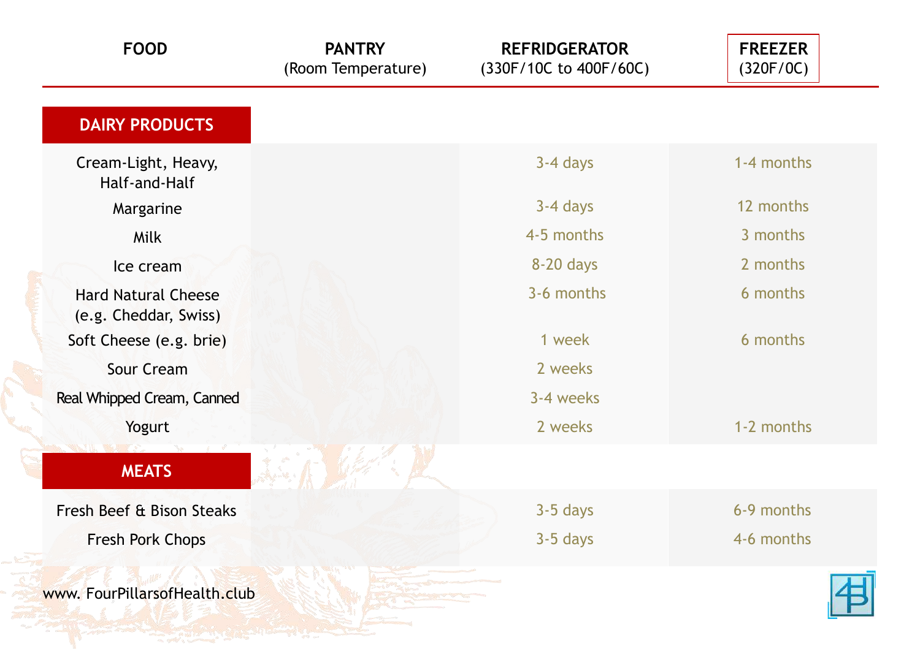| FOOD | PANTRY (Room Temperature) | REFRIDGERATOR (330F/10C to 400F/60C) | FREEZER (320F/0C) |
|---|---|---|---|
| **DAIRY PRODUCTS** | | | |
| Cream-Light, Heavy, Half-and-Half | | 3-4 days | 1-4 months |
| Margarine | | 3-4 days | 12 months |
| Milk | | 4-5 months | 3 months |
| Ice cream | | 8-20 days | 2 months |
| Hard Natural Cheese (e.g. Cheddar, Swiss) | | 3-6 months | 6 months |
| Soft Cheese (e.g. brie) | | 1 week | 6 months |
| Sour Cream | | 2 weeks | |
| Real Whipped Cream, Canned | | 3-4 weeks | |
| Yogurt | | 2 weeks | 1-2 months |
| **MEATS** | | | |
| Fresh Beef & Bison Steaks | | 3-5 days | 6-9 months |
| Fresh Pork Chops | | 3-5 days | 4-6 months |

www. FourPillarsofHealth.club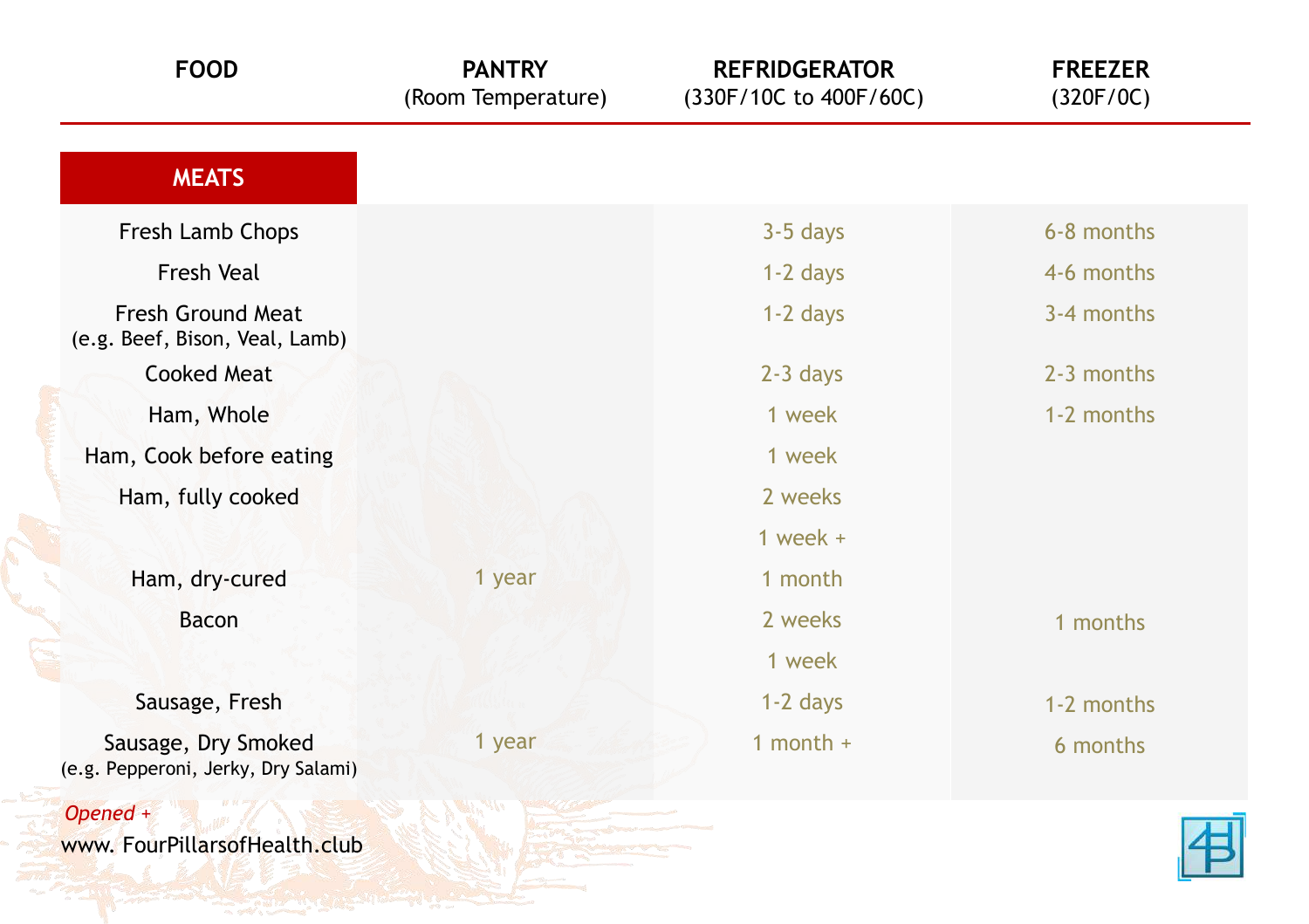| FOOD | PANTRY (Room Temperature) | REFRIDGERATOR (330F/10C to 400F/60C) | FREEZER (320F/0C) |
|---|---|---|---|
| **MEATS** | | | |
| Fresh Lamb Chops | | 3-5 days | 6-8 months |
| Fresh Veal | | 1-2 days | 4-6 months |
| Fresh Ground Meat (e.g. Beef, Bison, Veal, Lamb) | | 1-2 days | 3-4 months |
| Cooked Meat | | 2-3 days | 2-3 months |
| Ham, Whole | | 1 week | 1-2 months |
| Ham, Cook before eating | | 1 week | |
| Ham, fully cooked | | 2 weeks | |
| | | 1 week + | |
| Ham, dry-cured | 1 year | 1 month | |
| Bacon | | 2 weeks | 1 months |
| | | 1 week | |
| Sausage, Fresh | | 1-2 days | 1-2 months |
| Sausage, Dry Smoked (e.g. Pepperoni, Jerky, Dry Salami) | 1 year | 1 month + | 6 months |

*Opened +*

www. FourPillarsofHealth.club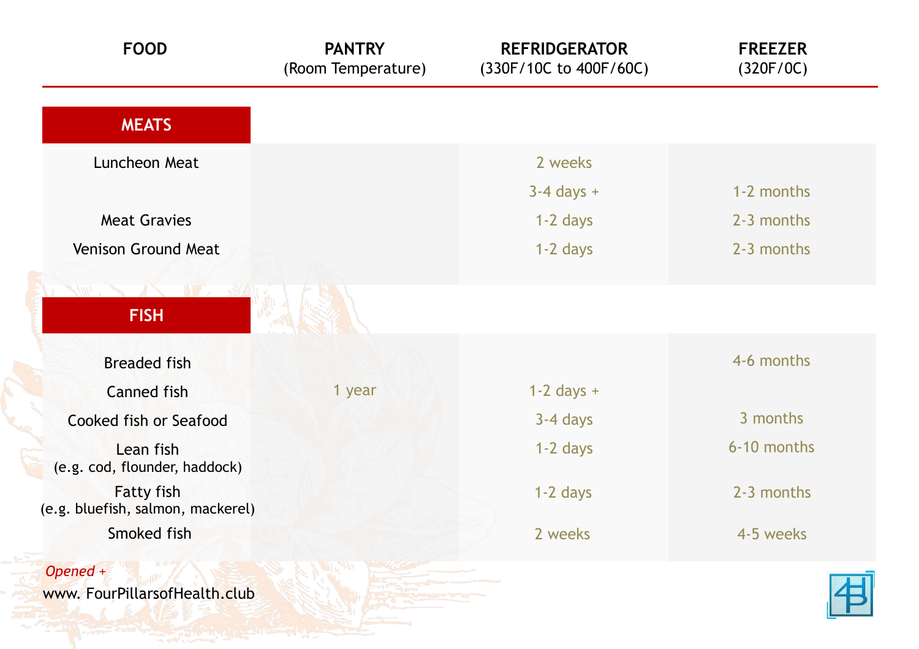| FOOD | PANTRY (Room Temperature) | REFRIDGERATOR (330F/10C to 400F/60C) | FREEZER (320F/0C) |
|---|---|---|---|
| **MEATS** | | | |
| Luncheon Meat | | 2 weeks | |
| | | 3-4 days + | 1-2 months |
| Meat Gravies | | 1-2 days | 2-3 months |
| Venison Ground Meat | | 1-2 days | 2-3 months |
| **FISH** | | | |
| Breaded fish | | | 4-6 months |
| Canned fish | 1 year | 1-2 days + | |
| Cooked fish or Seafood | | 3-4 days | 3 months |
| Lean fish (e.g. cod, flounder, haddock) | | 1-2 days | 6-10 months |
| Fatty fish (e.g. bluefish, salmon, mackerel) | | 1-2 days | 2-3 months |
| Smoked fish | | 2 weeks | 4-5 weeks |

*Opened +*

www. FourPillarsofHealth.club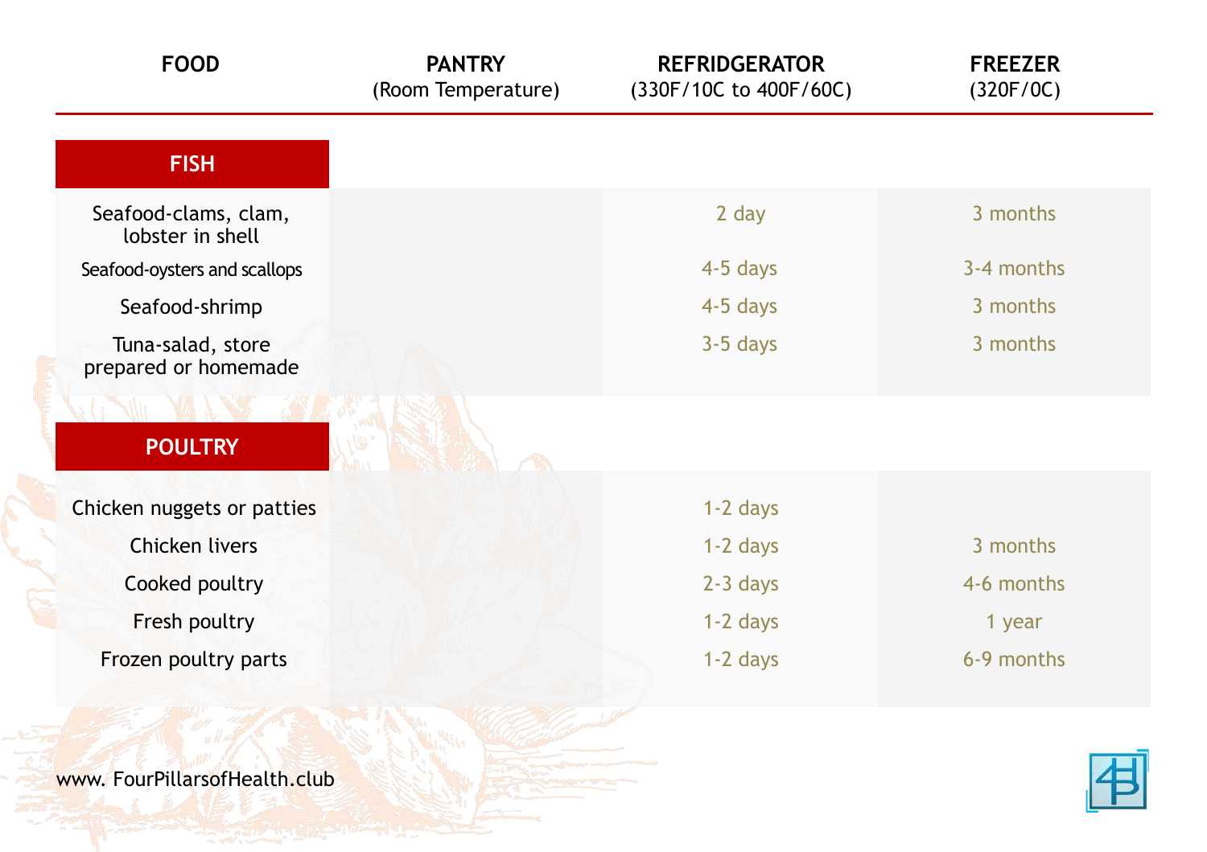| FOOD | PANTRY (Room Temperature) | REFRIDGERATOR (330F/10C to 400F/60C) | FREEZER (320F/0C) |
|---|---|---|---|
| **FISH** | | | |
| Seafood-clams, clam, lobster in shell | | 2 day | 3 months |
| Seafood-oysters and scallops | | 4-5 days | 3-4 months |
| Seafood-shrimp | | 4-5 days | 3 months |
| Tuna-salad, store prepared or homemade | | 3-5 days | 3 months |
| **POULTRY** | | | |
| Chicken nuggets or patties | | 1-2 days | |
| Chicken livers | | 1-2 days | 3 months |
| Cooked poultry | | 2-3 days | 4-6 months |
| Fresh poultry | | 1-2 days | 1 year |
| Frozen poultry parts | | 1-2 days | 6-9 months |

www. FourPillarsofHealth.club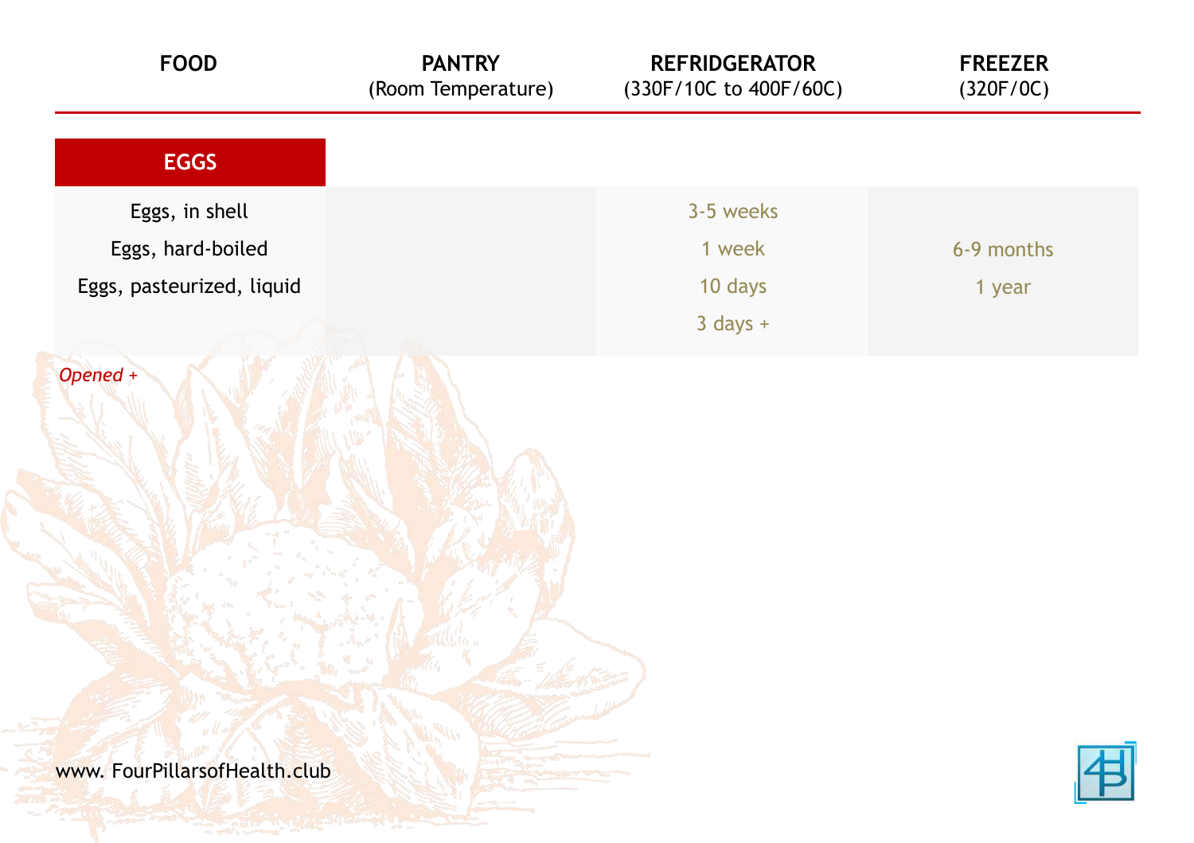| FOOD | PANTRY (Room Temperature) | REFRIDGERATOR (330F/10C to 400F/60C) | FREEZER (320F/0C) |
|---|---|---|---|
| **EGGS** | | | |
| Eggs, in shell | | 3-5 weeks | |
| Eggs, hard-boiled | | 1 week | 6-9 months |
| Eggs, pasteurized, liquid | | 10 days | 1 year |
| | | 3 days + | |

*Opened +*